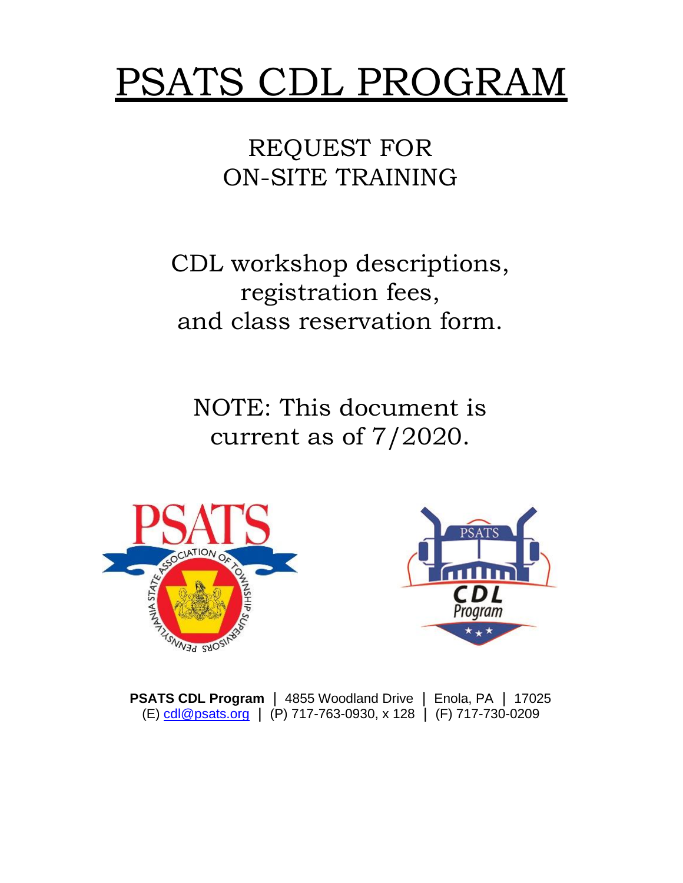# PSATS CDL PROGRAM

## REQUEST FOR ON-SITE TRAINING

CDL workshop descriptions, registration fees, and class reservation form.

NOTE: This document is current as of 7/2020.

**PSATS CDL Program** | 4855 Woodland Drive | Enola, PA | 17025
(E) cdl@psats.org | (P) 717-763-0930, x 128 | (F) 717-730-0209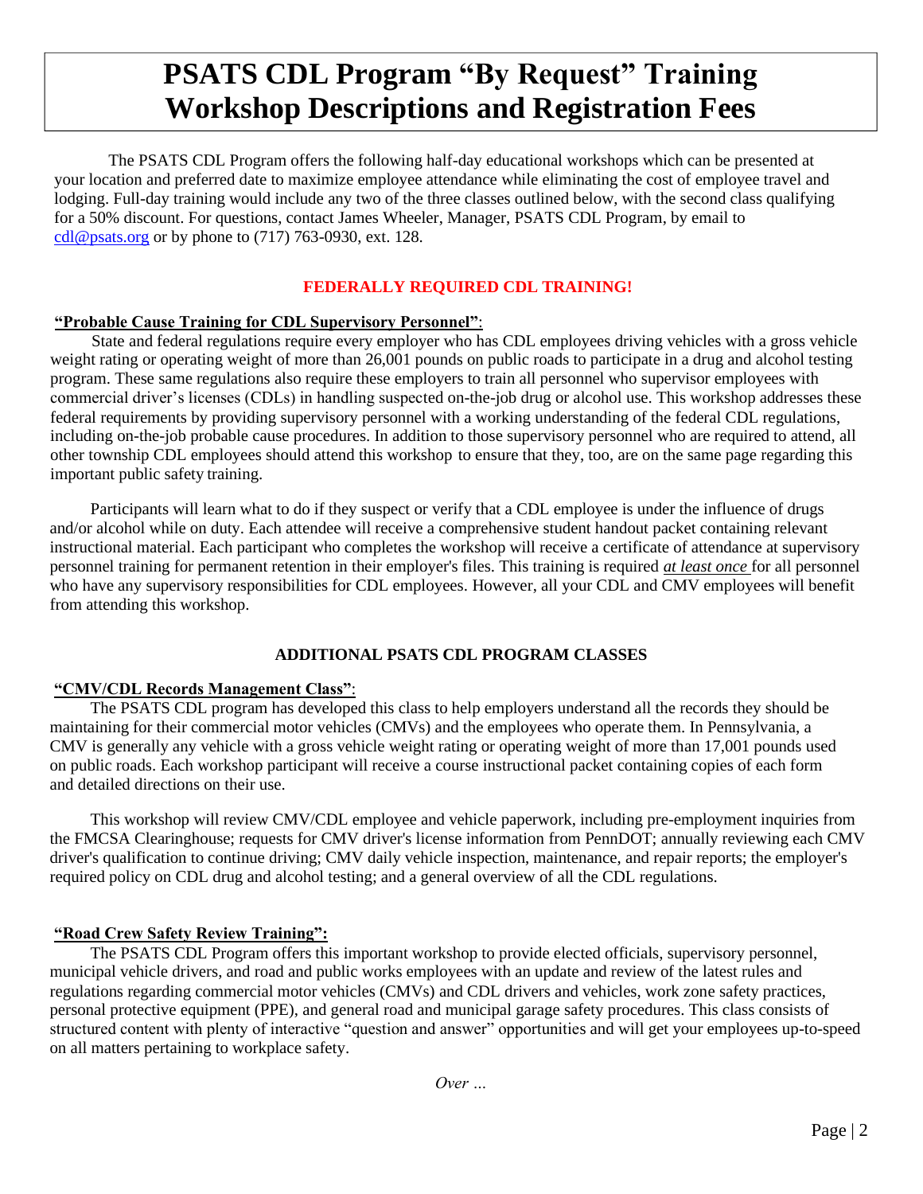# PSATS CDL Program "By Request" Training Workshop Descriptions and Registration Fees

The PSATS CDL Program offers the following half-day educational workshops which can be presented at your location and preferred date to maximize employee attendance while eliminating the cost of employee travel and lodging. Full-day training would include any two of the three classes outlined below, with the second class qualifying for a 50% discount. For questions, contact James Wheeler, Manager, PSATS CDL Program, by email to cdl@psats.org or by phone to (717) 763-0930, ext. 128.

**FEDERALLY REQUIRED CDL TRAINING!**

**"Probable Cause Training for CDL Supervisory Personnel"**:

State and federal regulations require every employer who has CDL employees driving vehicles with a gross vehicle weight rating or operating weight of more than 26,001 pounds on public roads to participate in a drug and alcohol testing program. These same regulations also require these employers to train all personnel who supervisor employees with commercial driver's licenses (CDLs) in handling suspected on-the-job drug or alcohol use. This workshop addresses these federal requirements by providing supervisory personnel with a working understanding of the federal CDL regulations, including on-the-job probable cause procedures. In addition to those supervisory personnel who are required to attend, all other township CDL employees should attend this workshop to ensure that they, too, are on the same page regarding this important public safety training.

Participants will learn what to do if they suspect or verify that a CDL employee is under the influence of drugs and/or alcohol while on duty. Each attendee will receive a comprehensive student handout packet containing relevant instructional material. Each participant who completes the workshop will receive a certificate of attendance at supervisory personnel training for permanent retention in their employer's files. This training is required *at least once* for all personnel who have any supervisory responsibilities for CDL employees. However, all your CDL and CMV employees will benefit from attending this workshop.

**ADDITIONAL PSATS CDL PROGRAM CLASSES**

**"CMV/CDL Records Management Class"**:

The PSATS CDL program has developed this class to help employers understand all the records they should be maintaining for their commercial motor vehicles (CMVs) and the employees who operate them. In Pennsylvania, a CMV is generally any vehicle with a gross vehicle weight rating or operating weight of more than 17,001 pounds used on public roads. Each workshop participant will receive a course instructional packet containing copies of each form and detailed directions on their use.

This workshop will review CMV/CDL employee and vehicle paperwork, including pre-employment inquiries from the FMCSA Clearinghouse; requests for CMV driver's license information from PennDOT; annually reviewing each CMV driver's qualification to continue driving; CMV daily vehicle inspection, maintenance, and repair reports; the employer's required policy on CDL drug and alcohol testing; and a general overview of all the CDL regulations.

**"Road Crew Safety Review Training":**

The PSATS CDL Program offers this important workshop to provide elected officials, supervisory personnel, municipal vehicle drivers, and road and public works employees with an update and review of the latest rules and regulations regarding commercial motor vehicles (CMVs) and CDL drivers and vehicles, work zone safety practices, personal protective equipment (PPE), and general road and municipal garage safety procedures. This class consists of structured content with plenty of interactive "question and answer" opportunities and will get your employees up-to-speed on all matters pertaining to workplace safety.

*Over …*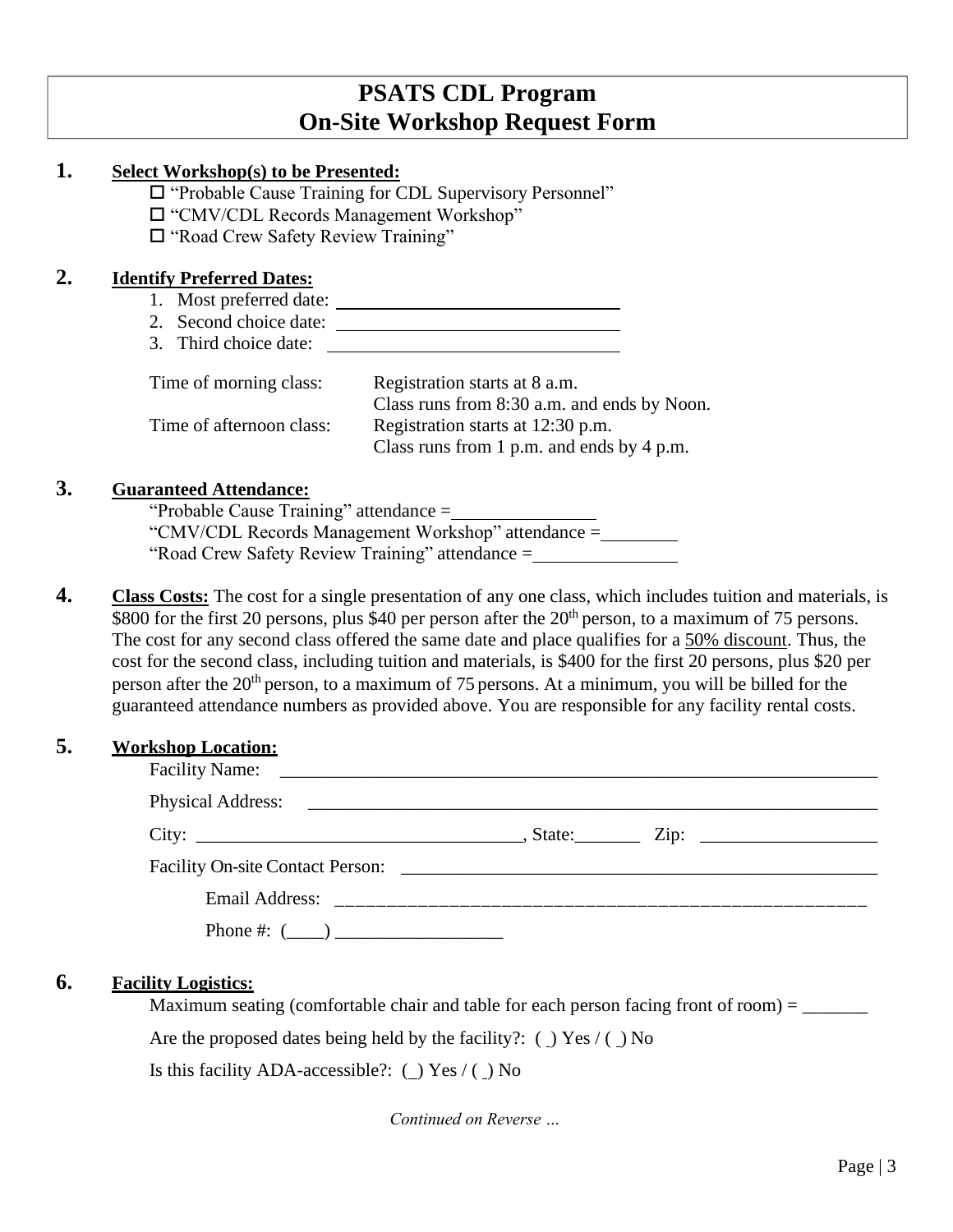# PSATS CDL Program
# On-Site Workshop Request Form

**1. Select Workshop(s) to be Presented:**

- ☐ "Probable Cause Training for CDL Supervisory Personnel"
- ☐ "CMV/CDL Records Management Workshop"
- ☐ "Road Crew Safety Review Training"

**2. Identify Preferred Dates:**

1. Most preferred date: ______________________________
2. Second choice date: ______________________________
3. Third choice date: ______________________________

| | |
|---|---|
| Time of morning class: | Registration starts at 8 a.m. Class runs from 8:30 a.m. and ends by Noon. |
| Time of afternoon class: | Registration starts at 12:30 p.m. Class runs from 1 p.m. and ends by 4 p.m. |

**3. Guaranteed Attendance:**

"Probable Cause Training" attendance = _______________

"CMV/CDL Records Management Workshop" attendance = ________

"Road Crew Safety Review Training" attendance = _______________

**4. Class Costs:** The cost for a single presentation of any one class, which includes tuition and materials, is $800 for the first 20 persons, plus $40 per person after the 20th person, to a maximum of 75 persons. The cost for any second class offered the same date and place qualifies for a 50% discount. Thus, the cost for the second class, including tuition and materials, is $400 for the first 20 persons, plus $20 per person after the 20th person, to a maximum of 75 persons. At a minimum, you will be billed for the guaranteed attendance numbers as provided above. You are responsible for any facility rental costs.

**5. Workshop Location:**

Facility Name: ____________________________________________________________

Physical Address: __________________________________________________________

City: ___________________________________, State:_______ Zip: ___________________

Facility On-site Contact Person: _____________________________________________

Email Address: _____________________________________________________

Phone #: (____) __________________

**6. Facility Logistics:**

Maximum seating (comfortable chair and table for each person facing front of room) = _______

Are the proposed dates being held by the facility?: ( ) Yes / ( ) No

Is this facility ADA-accessible?: ( ) Yes / ( ) No

*Continued on Reverse …*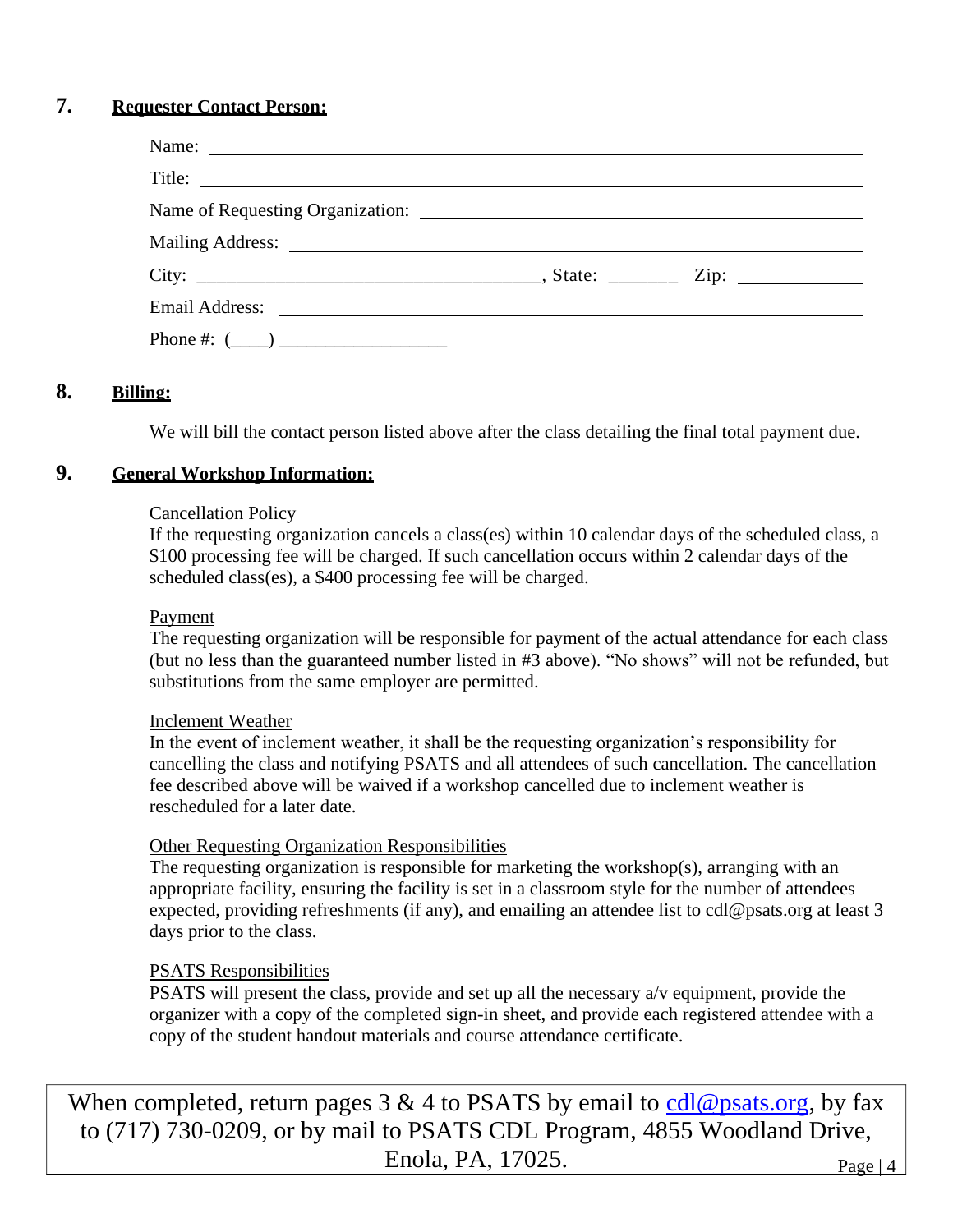## 7. Requester Contact Person:

Name: \_\_\_\_\_\_\_\_\_\_\_\_\_\_\_\_\_\_\_\_\_\_\_\_\_\_\_\_\_\_\_\_\_\_\_\_\_\_\_\_\_\_\_\_

Title: \_\_\_\_\_\_\_\_\_\_\_\_\_\_\_\_\_\_\_\_\_\_\_\_\_\_\_\_\_\_\_\_\_\_\_\_\_\_\_\_\_\_\_\_

Name of Requesting Organization: \_\_\_\_\_\_\_\_\_\_\_\_\_\_\_\_\_\_\_\_\_\_\_\_\_\_\_\_\_\_

Mailing Address: \_\_\_\_\_\_\_\_\_\_\_\_\_\_\_\_\_\_\_\_\_\_\_\_\_\_\_\_\_\_\_\_\_\_\_\_\_\_\_\_

City: \_\_\_\_\_\_\_\_\_\_\_\_\_\_\_\_\_\_\_\_\_\_\_\_\_\_\_\_\_\_\_\_\_\_\_\_, State: \_\_\_\_\_\_\_ Zip: \_\_\_\_\_\_\_\_\_\_\_\_\_

Email Address: \_\_\_\_\_\_\_\_\_\_\_\_\_\_\_\_\_\_\_\_\_\_\_\_\_\_\_\_\_\_\_\_\_\_\_\_\_\_\_\_

Phone #: (\_\_\_\_) \_\_\_\_\_\_\_\_\_\_\_\_\_\_\_\_\_\_

## 8. Billing:

We will bill the contact person listed above after the class detailing the final total payment due.

## 9. General Workshop Information:

Cancellation Policy

If the requesting organization cancels a class(es) within 10 calendar days of the scheduled class, a $100 processing fee will be charged. If such cancellation occurs within 2 calendar days of the scheduled class(es), a $400 processing fee will be charged.

Payment

The requesting organization will be responsible for payment of the actual attendance for each class (but no less than the guaranteed number listed in #3 above). "No shows" will not be refunded, but substitutions from the same employer are permitted.

Inclement Weather

In the event of inclement weather, it shall be the requesting organization's responsibility for cancelling the class and notifying PSATS and all attendees of such cancellation. The cancellation fee described above will be waived if a workshop cancelled due to inclement weather is rescheduled for a later date.

Other Requesting Organization Responsibilities

The requesting organization is responsible for marketing the workshop(s), arranging with an appropriate facility, ensuring the facility is set in a classroom style for the number of attendees expected, providing refreshments (if any), and emailing an attendee list to cdl@psats.org at least 3 days prior to the class.

PSATS Responsibilities

PSATS will present the class, provide and set up all the necessary a/v equipment, provide the organizer with a copy of the completed sign-in sheet, and provide each registered attendee with a copy of the student handout materials and course attendance certificate.

When completed, return pages 3 & 4 to PSATS by email to cdl@psats.org, by fax to (717) 730-0209, or by mail to PSATS CDL Program, 4855 Woodland Drive, Enola, PA, 17025.